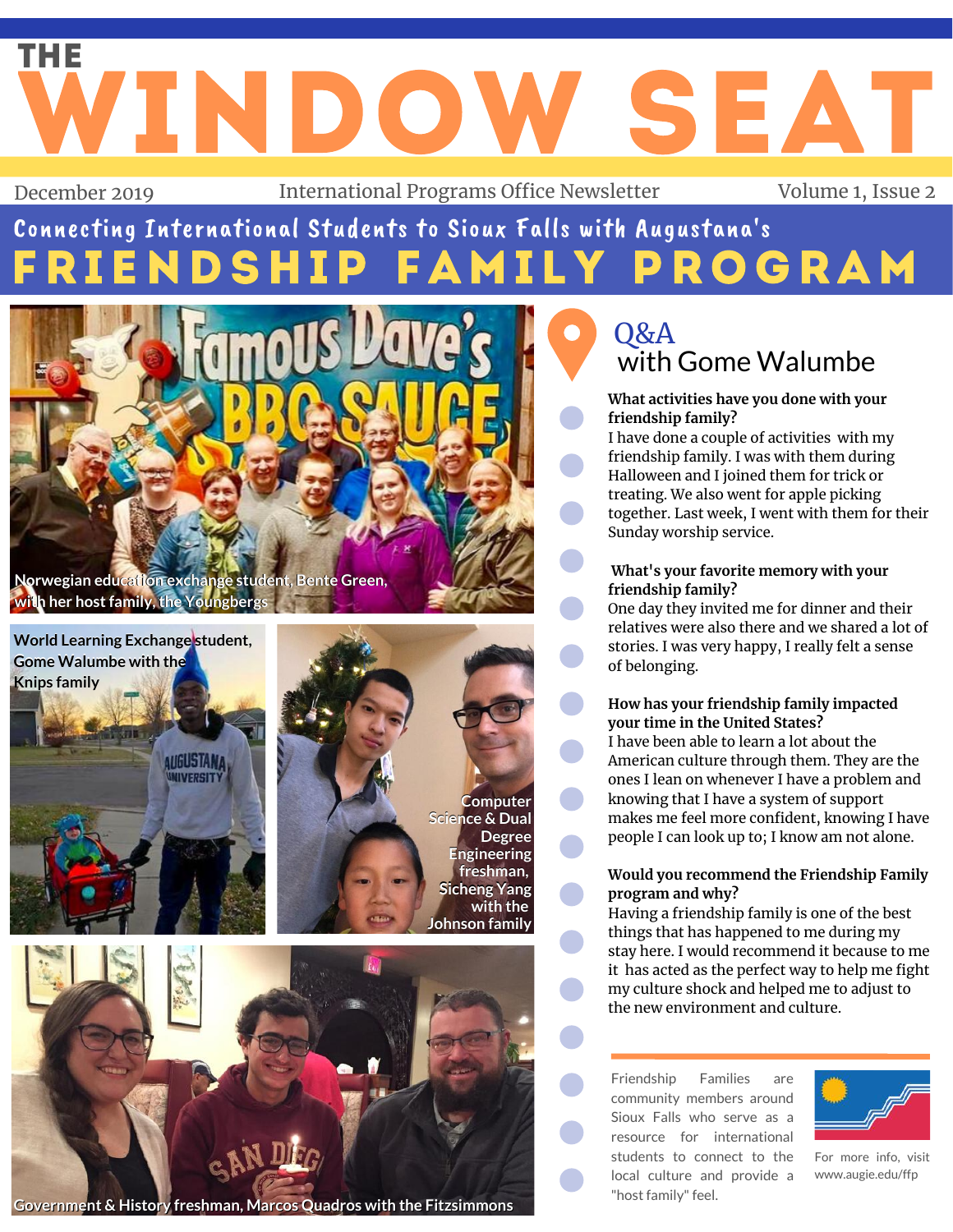# THE WINDOW SEAT

December 2019 | International Programs Office Newsletter | Volume 1, Issue 2

## Connecting International Students to Sioux Falls with Augustana's FRIENDSHIP FAMILY PROGRAM

Norwegian education exchange student, Bente Green, with her host family, the Youngbergs

World Learning Exchange student, Gome Walumbe with the Knips family

Computer Science & Dual Degree Engineering freshman, Sicheng Yang with the Johnson family

Government & History freshman, Marcos Quadros with the Fitzsimmons

## Q&A with Gome Walumbe

**What activities have you done with your friendship family?**

I have done a couple of activities with my friendship family. I was with them during Halloween and I joined them for trick or treating. We also went for apple picking together. Last week, I went with them for their Sunday worship service.

**What's your favorite memory with your friendship family?**

One day they invited me for dinner and their relatives were also there and we shared a lot of stories. I was very happy, I really felt a sense of belonging.

**How has your friendship family impacted your time in the United States?**

I have been able to learn a lot about the American culture through them. They are the ones I lean on whenever I have a problem and knowing that I have a system of support makes me feel more confident, knowing I have people I can look up to; I know am not alone.

**Would you recommend the Friendship Family program and why?**

Having a friendship family is one of the best things that has happened to me during my stay here. I would recommend it because to me it has acted as the perfect way to help me fight my culture shock and helped me to adjust to the new environment and culture.

---

Friendship Families are community members around Sioux Falls who serve as a resource for international students to connect to the local culture and provide a "host family" feel.

For more info, visit www.augie.edu/ffp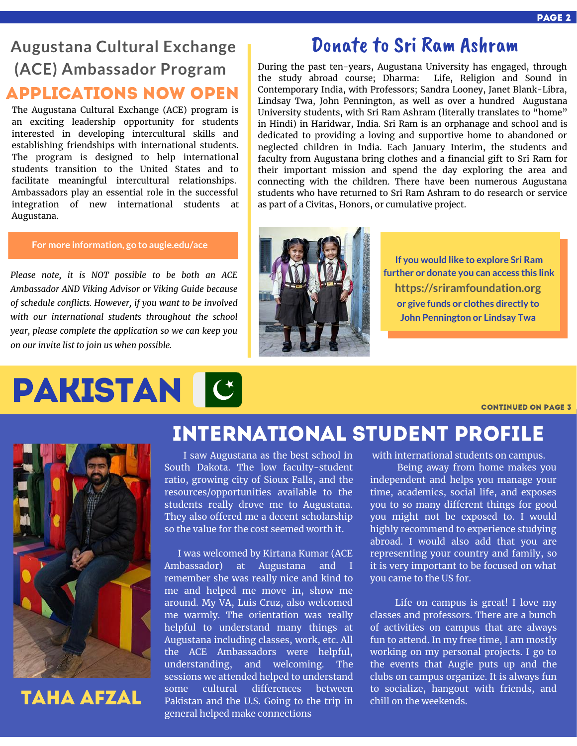## Augustana Cultural Exchange (ACE) Ambassador Program

### APPLICATIONS NOW OPEN

The Augustana Cultural Exchange (ACE) program is an exciting leadership opportunity for students interested in developing intercultural skills and establishing friendships with international students. The program is designed to help international students transition to the United States and to facilitate meaningful intercultural relationships. Ambassadors play an essential role in the successful integration of new international students at Augustana.

**For more information, go to augie.edu/ace**

*Please note, it is NOT possible to be both an ACE Ambassador AND Viking Advisor or Viking Guide because of schedule conflicts. However, if you want to be involved with our international students throughout the school year, please complete the application so we can keep you on our invite list to join us when possible.*

## Donate to Sri Ram Ashram

During the past ten-years, Augustana University has engaged, through the study abroad course; Dharma: Life, Religion and Sound in Contemporary India, with Professors; Sandra Looney, Janet Blank-Libra, Lindsay Twa, John Pennington, as well as over a hundred Augustana University students, with Sri Ram Ashram (literally translates to "home" in Hindi) in Haridwar, India. Sri Ram is an orphanage and school and is dedicated to providing a loving and supportive home to abandoned or neglected children in India. Each January Interim, the students and faculty from Augustana bring clothes and a financial gift to Sri Ram for their important mission and spend the day exploring the area and connecting with the children. There have been numerous Augustana students who have returned to Sri Ram Ashram to do research or service as part of a Civitas, Honors, or cumulative project.

**If you would like to explore Sri Ram further or donate you can access this link**
**https://sriramfoundation.org**
**or give funds or clothes directly to John Pennington or Lindsay Twa**

# PAKISTAN

CONTINUED ON PAGE 3

## INTERNATIONAL STUDENT PROFILE

### TAHA AFZAL

I saw Augustana as the best school in South Dakota. The low faculty-student ratio, growing city of Sioux Falls, and the resources/opportunities available to the students really drove me to Augustana. They also offered me a decent scholarship so the value for the cost seemed worth it.

I was welcomed by Kirtana Kumar (ACE Ambassador) at Augustana and I remember she was really nice and kind to me and helped me move in, show me around. My VA, Luis Cruz, also welcomed me warmly. The orientation was really helpful to understand many things at Augustana including classes, work, etc. All the ACE Ambassadors were helpful, understanding, and welcoming. The sessions we attended helped to understand some cultural differences between Pakistan and the U.S. Going to the trip in general helped make connections with international students on campus.

Being away from home makes you independent and helps you manage your time, academics, social life, and exposes you to so many different things for good you might not be exposed to. I would highly recommend to experience studying abroad. I would also add that you are representing your country and family, so it is very important to be focused on what you came to the US for.

Life on campus is great! I love my classes and professors. There are a bunch of activities on campus that are always fun to attend. In my free time, I am mostly working on my personal projects. I go to the events that Augie puts up and the clubs on campus organize. It is always fun to socialize, hangout with friends, and chill on the weekends.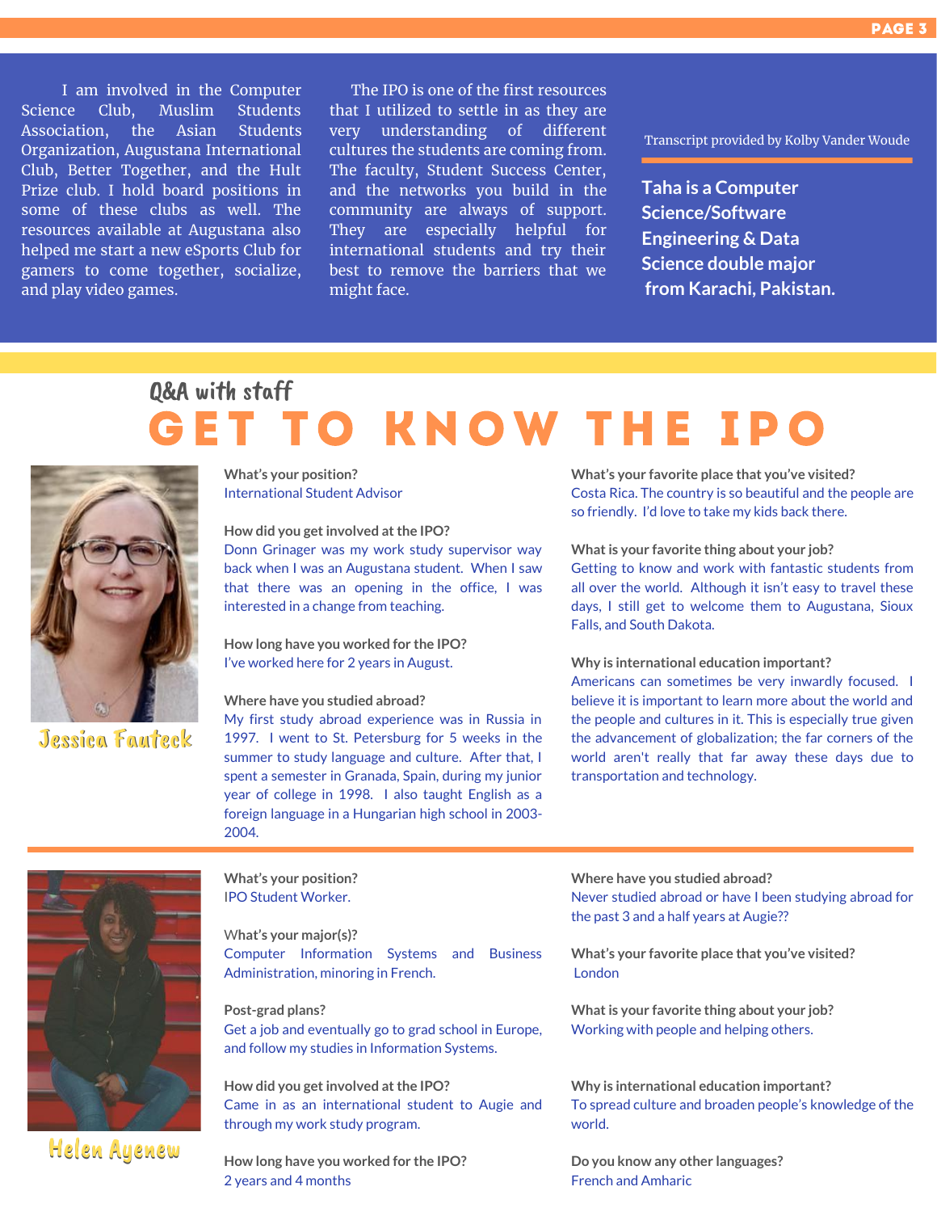I am involved in the Computer Science Club, Muslim Students Association, the Asian Students Organization, Augustana International Club, Better Together, and the Hult Prize club. I hold board positions in some of these clubs as well. The resources available at Augustana also helped me start a new eSports Club for gamers to come together, socialize, and play video games.

The IPO is one of the first resources that I utilized to settle in as they are very understanding of different cultures the students are coming from. The faculty, Student Success Center, and the networks you build in the community are always of support. They are especially helpful for international students and try their best to remove the barriers that we might face.

Transcript provided by Kolby Vander Woude

**Taha is a Computer Science/Software Engineering & Data Science double major from Karachi, Pakistan.**

Q&A with staff

# GET TO KNOW THE IPO

## Jessica Fauteck

**What's your position?**
International Student Advisor

**How did you get involved at the IPO?**
Donn Grinager was my work study supervisor way back when I was an Augustana student. When I saw that there was an opening in the office, I was interested in a change from teaching.

**How long have you worked for the IPO?**
I've worked here for 2 years in August.

**Where have you studied abroad?**
My first study abroad experience was in Russia in 1997. I went to St. Petersburg for 5 weeks in the summer to study language and culture. After that, I spent a semester in Granada, Spain, during my junior year of college in 1998. I also taught English as a foreign language in a Hungarian high school in 2003-2004.

**What's your favorite place that you've visited?**
Costa Rica. The country is so beautiful and the people are so friendly. I'd love to take my kids back there.

**What is your favorite thing about your job?**
Getting to know and work with fantastic students from all over the world. Although it isn't easy to travel these days, I still get to welcome them to Augustana, Sioux Falls, and South Dakota.

**Why is international education important?**
Americans can sometimes be very inwardly focused. I believe it is important to learn more about the world and the people and cultures in it. This is especially true given the advancement of globalization; the far corners of the world aren't really that far away these days due to transportation and technology.

## Helen Ayenew

**What's your position?**
IPO Student Worker.

**What's your major(s)?**
Computer Information Systems and Business Administration, minoring in French.

**Post-grad plans?**
Get a job and eventually go to grad school in Europe, and follow my studies in Information Systems.

**How did you get involved at the IPO?**
Came in as an international student to Augie and through my work study program.

**How long have you worked for the IPO?**
2 years and 4 months

**Where have you studied abroad?**
Never studied abroad or have I been studying abroad for the past 3 and a half years at Augie??

**What's your favorite place that you've visited?**
London

**What is your favorite thing about your job?**
Working with people and helping others.

**Why is international education important?**
To spread culture and broaden people's knowledge of the world.

**Do you know any other languages?**
French and Amharic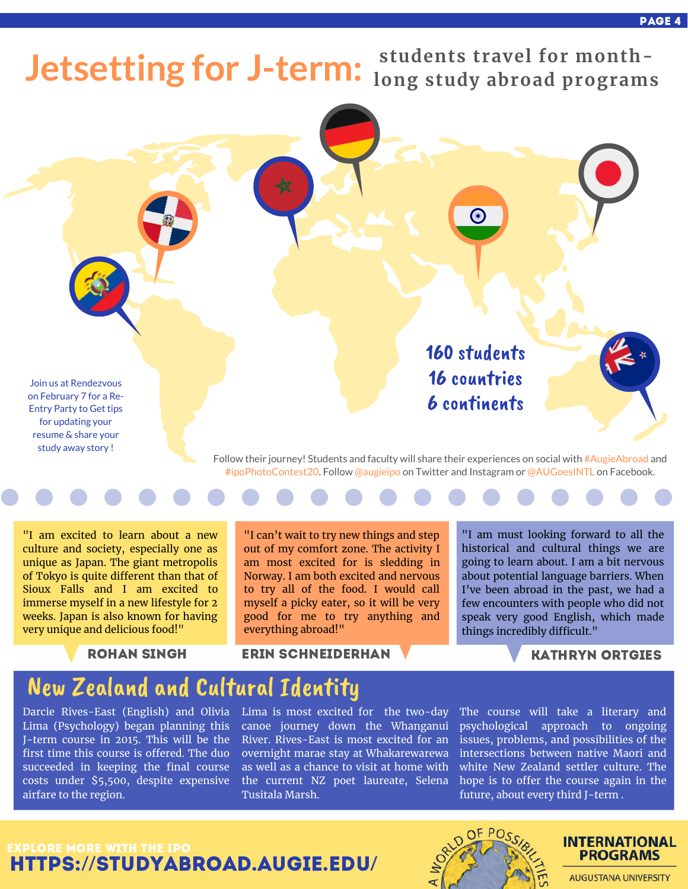# Jetsetting for J-term: students travel for month-long study abroad programs

160 students
16 countries
6 continents

Join us at Rendezvous on February 7 for a Re-Entry Party to Get tips for updating your resume & share your study away story !

Follow their journey! Students and faculty will share their experiences on social with #AugieAbroad and #ipoPhotoContest20. Follow @augieipo on Twitter and Instagram or @AUGoesINTL on Facebook.

"I am excited to learn about a new culture and society, especially one as unique as Japan. The giant metropolis of Tokyo is quite different than that of Sioux Falls and I am excited to immerse myself in a new lifestyle for 2 weeks. Japan is also known for having very unique and delicious food!"

**ROHAN SINGH**

"I can't wait to try new things and step out of my comfort zone. The activity I am most excited for is sledding in Norway. I am both excited and nervous to try all of the food. I would call myself a picky eater, so it will be very good for me to try anything and everything abroad!"

**ERIN SCHNEIDERHAN**

"I am must looking forward to all the historical and cultural things we are going to learn about. I am a bit nervous about potential language barriers. When I've been abroad in the past, we had a few encounters with people who did not speak very good English, which made things incredibly difficult."

**KATHRYN ORTGIES**

## New Zealand and Cultural Identity

Darcie Rives-East (English) and Olivia Lima (Psychology) began planning this J-term course in 2015. This will be the first time this course is offered. The duo succeeded in keeping the final course costs under $5,500, despite expensive airfare to the region.

Lima is most excited for the two-day canoe journey down the Whanganui River. Rives-East is most excited for an overnight marae stay at Whakarewarewa as well as a chance to visit at home with the current NZ poet laureate, Selena Tusitala Marsh.

The course will take a literary and psychological approach to ongoing issues, problems, and possibilities of the intersections between native Maori and white New Zealand settler culture. The hope is to offer the course again in the future, about every third J-term .

EXPLORE MORE WITH THE IPO
**HTTPS://STUDYABROAD.AUGIE.EDU/**

A WORLD OF POSSIBILITIES

**INTERNATIONAL PROGRAMS**
AUGUSTANA UNIVERSITY